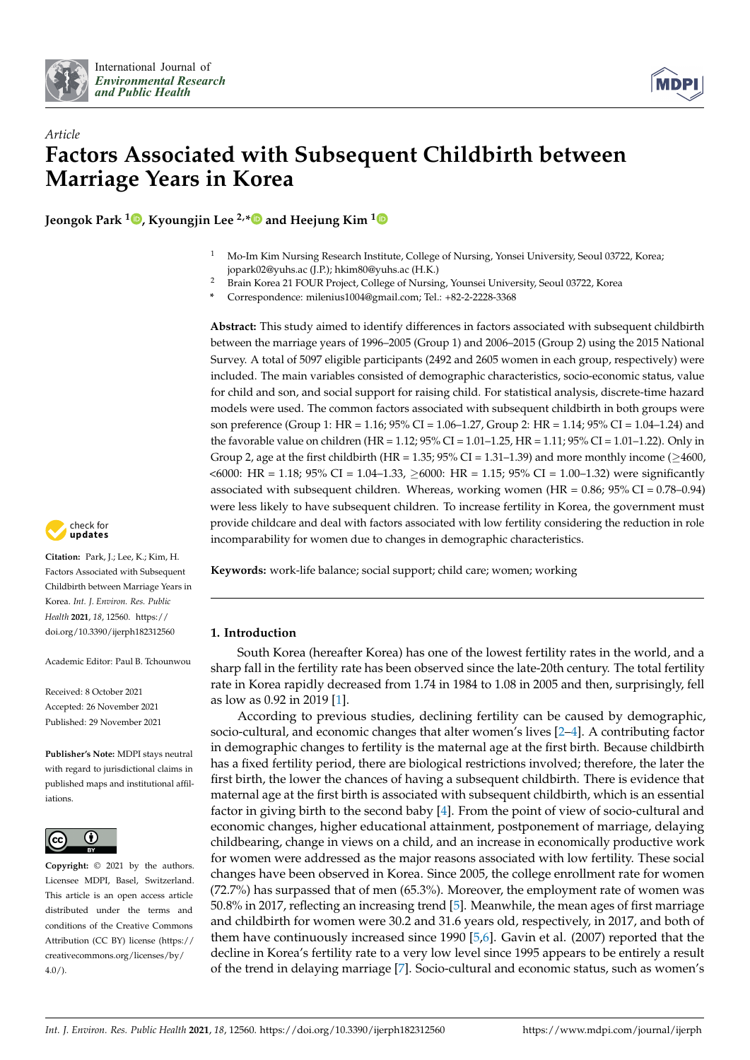*Article*

# Factors Associated with Subsequent Childbirth between Marriage Years in Korea

**Jeongok Park [1], Kyoungjin Lee [2,*] and Heejung Kim [1]**

[1] Mo-Im Kim Nursing Research Institute, College of Nursing, Yonsei University, Seoul 03722, Korea; jopark02@yuhs.ac (J.P.); hkim80@yuhs.ac (H.K.)

[2] Brain Korea 21 FOUR Project, College of Nursing, Younsei University, Seoul 03722, Korea

[*] Correspondence: milenius1004@gmail.com; Tel.: +82-2-2228-3368

**Abstract:** This study aimed to identify differences in factors associated with subsequent childbirth between the marriage years of 1996–2005 (Group 1) and 2006–2015 (Group 2) using the 2015 National Survey. A total of 5097 eligible participants (2492 and 2605 women in each group, respectively) were included. The main variables consisted of demographic characteristics, socio-economic status, value for child and son, and social support for raising child. For statistical analysis, discrete-time hazard models were used. The common factors associated with subsequent childbirth in both groups were son preference (Group 1: HR = 1.16; 95% CI = 1.06–1.27, Group 2: HR = 1.14; 95% CI = 1.04–1.24) and the favorable value on children (HR = 1.12; 95% CI = 1.01–1.25, HR = 1.11; 95% CI = 1.01–1.22). Only in Group 2, age at the first childbirth (HR = 1.35; 95% CI = 1.31–1.39) and more monthly income (≥4600, <6000: HR = 1.18; 95% CI = 1.04–1.33, ≥6000: HR = 1.15; 95% CI = 1.00–1.32) were significantly associated with subsequent children. Whereas, working women (HR = 0.86; 95% CI = 0.78–0.94) were less likely to have subsequent children. To increase fertility in Korea, the government must provide childcare and deal with factors associated with low fertility considering the reduction in role incomparability for women due to changes in demographic characteristics.

**Keywords:** work-life balance; social support; child care; women; working

**Citation:** Park, J.; Lee, K.; Kim, H. Factors Associated with Subsequent Childbirth between Marriage Years in Korea. *Int. J. Environ. Res. Public Health* **2021**, *18*, 12560. https://doi.org/10.3390/ijerph182312560

Academic Editor: Paul B. Tchounwou

Received: 8 October 2021
Accepted: 26 November 2021
Published: 29 November 2021

**Publisher's Note:** MDPI stays neutral with regard to jurisdictional claims in published maps and institutional affiliations.

**Copyright:** © 2021 by the authors. Licensee MDPI, Basel, Switzerland. This article is an open access article distributed under the terms and conditions of the Creative Commons Attribution (CC BY) license (https://creativecommons.org/licenses/by/4.0/).

## 1. Introduction

South Korea (hereafter Korea) has one of the lowest fertility rates in the world, and a sharp fall in the fertility rate has been observed since the late-20th century. The total fertility rate in Korea rapidly decreased from 1.74 in 1984 to 1.08 in 2005 and then, surprisingly, fell as low as 0.92 in 2019 [1].

According to previous studies, declining fertility can be caused by demographic, socio-cultural, and economic changes that alter women's lives [2–4]. A contributing factor in demographic changes to fertility is the maternal age at the first birth. Because childbirth has a fixed fertility period, there are biological restrictions involved; therefore, the later the first birth, the lower the chances of having a subsequent childbirth. There is evidence that maternal age at the first birth is associated with subsequent childbirth, which is an essential factor in giving birth to the second baby [4]. From the point of view of socio-cultural and economic changes, higher educational attainment, postponement of marriage, delaying childbearing, change in views on a child, and an increase in economically productive work for women were addressed as the major reasons associated with low fertility. These social changes have been observed in Korea. Since 2005, the college enrollment rate for women (72.7%) has surpassed that of men (65.3%). Moreover, the employment rate of women was 50.8% in 2017, reflecting an increasing trend [5]. Meanwhile, the mean ages of first marriage and childbirth for women were 30.2 and 31.6 years old, respectively, in 2017, and both of them have continuously increased since 1990 [5,6]. Gavin et al. (2007) reported that the decline in Korea's fertility rate to a very low level since 1995 appears to be entirely a result of the trend in delaying marriage [7]. Socio-cultural and economic status, such as women's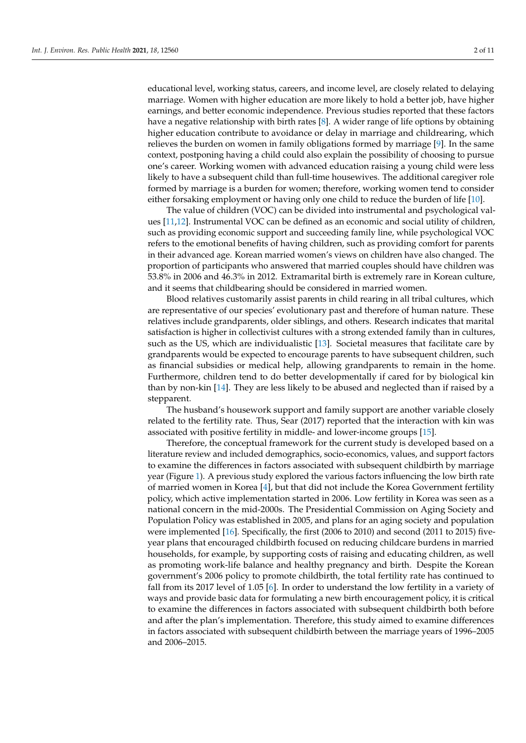educational level, working status, careers, and income level, are closely related to delaying marriage. Women with higher education are more likely to hold a better job, have higher earnings, and better economic independence. Previous studies reported that these factors have a negative relationship with birth rates [8]. A wider range of life options by obtaining higher education contribute to avoidance or delay in marriage and childrearing, which relieves the burden on women in family obligations formed by marriage [9]. In the same context, postponing having a child could also explain the possibility of choosing to pursue one's career. Working women with advanced education raising a young child were less likely to have a subsequent child than full-time housewives. The additional caregiver role formed by marriage is a burden for women; therefore, working women tend to consider either forsaking employment or having only one child to reduce the burden of life [10].

The value of children (VOC) can be divided into instrumental and psychological values [11,12]. Instrumental VOC can be defined as an economic and social utility of children, such as providing economic support and succeeding family line, while psychological VOC refers to the emotional benefits of having children, such as providing comfort for parents in their advanced age. Korean married women's views on children have also changed. The proportion of participants who answered that married couples should have children was 53.8% in 2006 and 46.3% in 2012. Extramarital birth is extremely rare in Korean culture, and it seems that childbearing should be considered in married women.

Blood relatives customarily assist parents in child rearing in all tribal cultures, which are representative of our species' evolutionary past and therefore of human nature. These relatives include grandparents, older siblings, and others. Research indicates that marital satisfaction is higher in collectivist cultures with a strong extended family than in cultures, such as the US, which are individualistic [13]. Societal measures that facilitate care by grandparents would be expected to encourage parents to have subsequent children, such as financial subsidies or medical help, allowing grandparents to remain in the home. Furthermore, children tend to do better developmentally if cared for by biological kin than by non-kin [14]. They are less likely to be abused and neglected than if raised by a stepparent.

The husband's housework support and family support are another variable closely related to the fertility rate. Thus, Sear (2017) reported that the interaction with kin was associated with positive fertility in middle- and lower-income groups [15].

Therefore, the conceptual framework for the current study is developed based on a literature review and included demographics, socio-economics, values, and support factors to examine the differences in factors associated with subsequent childbirth by marriage year (Figure 1). A previous study explored the various factors influencing the low birth rate of married women in Korea [4], but that did not include the Korea Government fertility policy, which active implementation started in 2006. Low fertility in Korea was seen as a national concern in the mid-2000s. The Presidential Commission on Aging Society and Population Policy was established in 2005, and plans for an aging society and population were implemented [16]. Specifically, the first (2006 to 2010) and second (2011 to 2015) five-year plans that encouraged childbirth focused on reducing childcare burdens in married households, for example, by supporting costs of raising and educating children, as well as promoting work-life balance and healthy pregnancy and birth. Despite the Korean government's 2006 policy to promote childbirth, the total fertility rate has continued to fall from its 2017 level of 1.05 [6]. In order to understand the low fertility in a variety of ways and provide basic data for formulating a new birth encouragement policy, it is critical to examine the differences in factors associated with subsequent childbirth both before and after the plan's implementation. Therefore, this study aimed to examine differences in factors associated with subsequent childbirth between the marriage years of 1996–2005 and 2006–2015.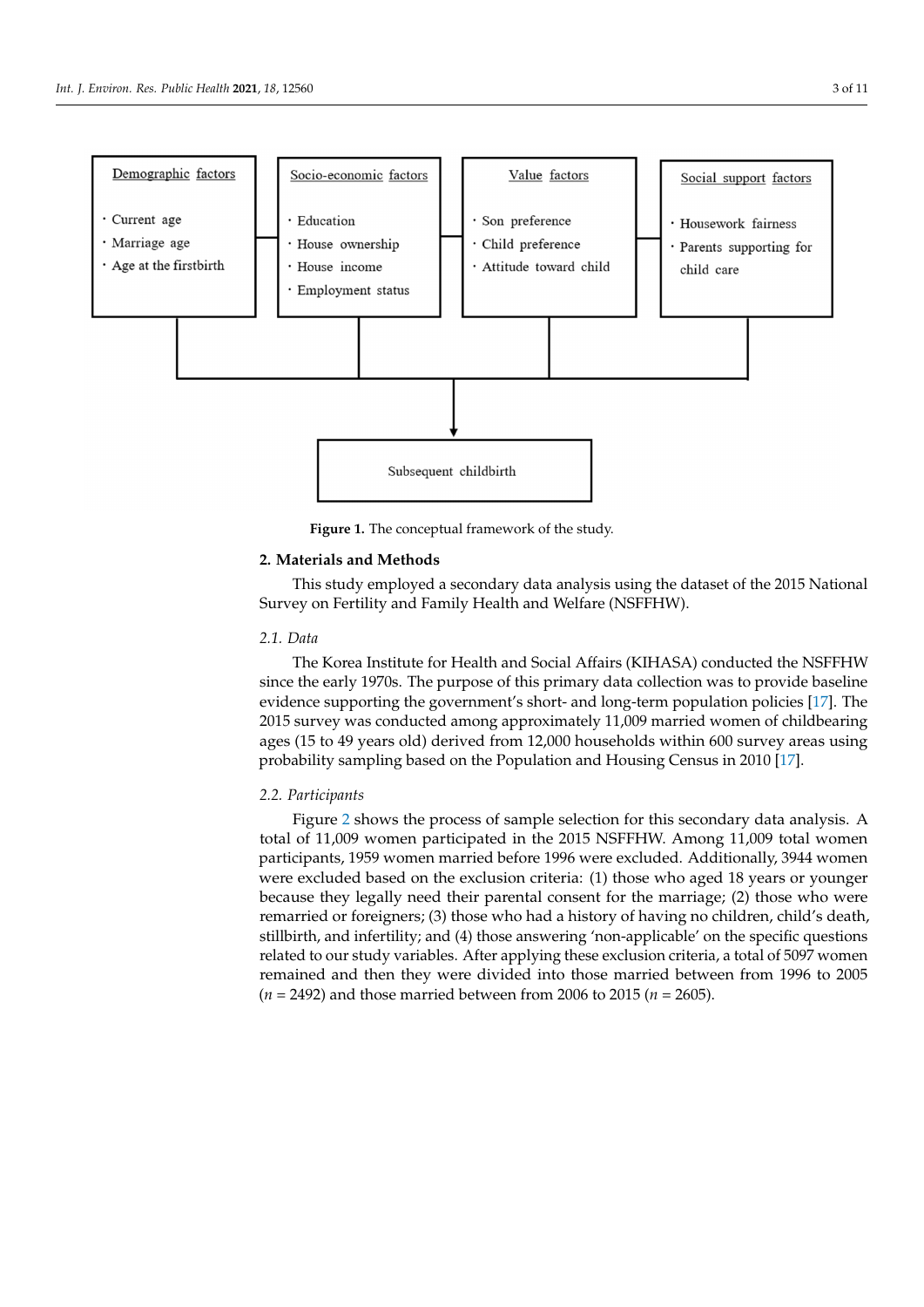Demographic factors
- Current age
- Marriage age
- Age at the firstbirth

Socio-economic factors
- Education
- House ownership
- House income
- Employment status

Value factors
- Son preference
- Child preference
- Attitude toward child

Social support factors
- Housework fairness
- Parents supporting for child care

Subsequent childbirth

**Figure 1.** The conceptual framework of the study.

## 2. Materials and Methods

This study employed a secondary data analysis using the dataset of the 2015 National Survey on Fertility and Family Health and Welfare (NSFFHW).

### *2.1. Data*

The Korea Institute for Health and Social Affairs (KIHASA) conducted the NSFFHW since the early 1970s. The purpose of this primary data collection was to provide baseline evidence supporting the government's short- and long-term population policies [17]. The 2015 survey was conducted among approximately 11,009 married women of childbearing ages (15 to 49 years old) derived from 12,000 households within 600 survey areas using probability sampling based on the Population and Housing Census in 2010 [17].

### *2.2. Participants*

Figure 2 shows the process of sample selection for this secondary data analysis. A total of 11,009 women participated in the 2015 NSFFHW. Among 11,009 total women participants, 1959 women married before 1996 were excluded. Additionally, 3944 women were excluded based on the exclusion criteria: (1) those who aged 18 years or younger because they legally need their parental consent for the marriage; (2) those who were remarried or foreigners; (3) those who had a history of having no children, child's death, stillbirth, and infertility; and (4) those answering 'non-applicable' on the specific questions related to our study variables. After applying these exclusion criteria, a total of 5097 women remained and then they were divided into those married between from 1996 to 2005 (*n* = 2492) and those married between from 2006 to 2015 (*n* = 2605).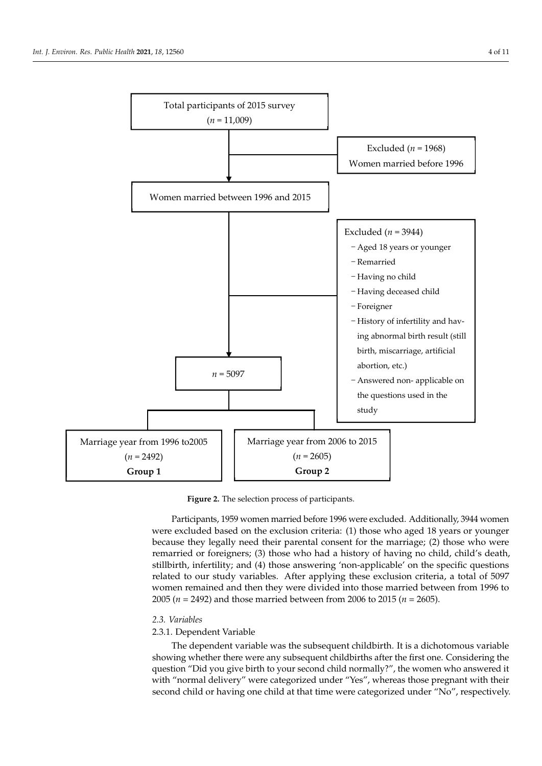Total participants of 2015 survey
($n$ = 11,009)

Excluded ($n$ = 1968)
Women married before 1996

Women married between 1996 and 2015

Excluded ($n$ = 3944)
- Aged 18 years or younger
- Remarried
- Having no child
- Having deceased child
- Foreigner
- History of infertility and having abnormal birth result (still birth, miscarriage, artificial abortion, etc.)
- Answered non- applicable on the questions used in the study

$n$ = 5097

Marriage year from 1996 to2005
($n$ = 2492)
**Group 1**

Marriage year from 2006 to 2015
($n$ = 2605)
**Group 2**

**Figure 2.** The selection process of participants.

Participants, 1959 women married before 1996 were excluded. Additionally, 3944 women were excluded based on the exclusion criteria: (1) those who aged 18 years or younger because they legally need their parental consent for the marriage; (2) those who were remarried or foreigners; (3) those who had a history of having no child, child's death, stillbirth, infertility; and (4) those answering 'non-applicable' on the specific questions related to our study variables. After applying these exclusion criteria, a total of 5097 women remained and then they were divided into those married between from 1996 to 2005 ($n$ = 2492) and those married between from 2006 to 2015 ($n$ = 2605).

### *2.3. Variables*

#### 2.3.1. Dependent Variable

The dependent variable was the subsequent childbirth. It is a dichotomous variable showing whether there were any subsequent childbirths after the first one. Considering the question "Did you give birth to your second child normally?", the women who answered it with "normal delivery" were categorized under "Yes", whereas those pregnant with their second child or having one child at that time were categorized under "No", respectively.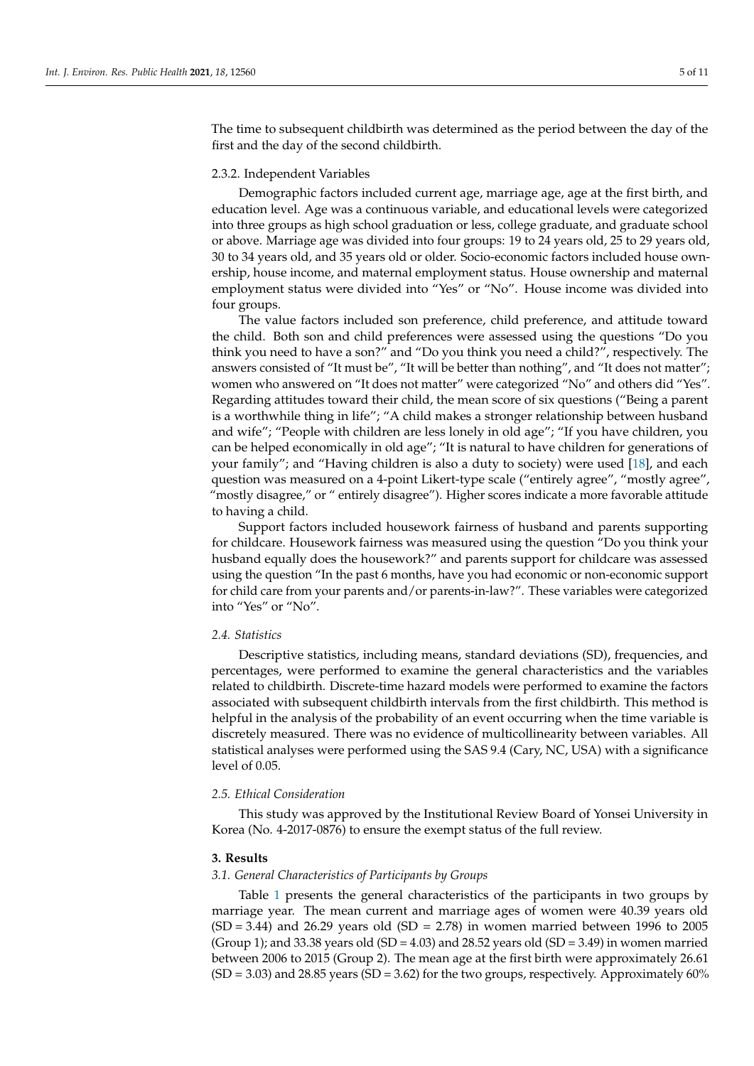The time to subsequent childbirth was determined as the period between the day of the first and the day of the second childbirth.

#### 2.3.2. Independent Variables

Demographic factors included current age, marriage age, age at the first birth, and education level. Age was a continuous variable, and educational levels were categorized into three groups as high school graduation or less, college graduate, and graduate school or above. Marriage age was divided into four groups: 19 to 24 years old, 25 to 29 years old, 30 to 34 years old, and 35 years old or older. Socio-economic factors included house ownership, house income, and maternal employment status. House ownership and maternal employment status were divided into "Yes" or "No". House income was divided into four groups.

The value factors included son preference, child preference, and attitude toward the child. Both son and child preferences were assessed using the questions "Do you think you need to have a son?" and "Do you think you need a child?", respectively. The answers consisted of "It must be", "It will be better than nothing", and "It does not matter"; women who answered on "It does not matter" were categorized "No" and others did "Yes". Regarding attitudes toward their child, the mean score of six questions ("Being a parent is a worthwhile thing in life"; "A child makes a stronger relationship between husband and wife"; "People with children are less lonely in old age"; "If you have children, you can be helped economically in old age"; "It is natural to have children for generations of your family"; and "Having children is also a duty to society) were used [18], and each question was measured on a 4-point Likert-type scale ("entirely agree", "mostly agree", "mostly disagree," or " entirely disagree"). Higher scores indicate a more favorable attitude to having a child.

Support factors included housework fairness of husband and parents supporting for childcare. Housework fairness was measured using the question "Do you think your husband equally does the housework?" and parents support for childcare was assessed using the question "In the past 6 months, have you had economic or non-economic support for child care from your parents and/or parents-in-law?". These variables were categorized into "Yes" or "No".

### *2.4. Statistics*

Descriptive statistics, including means, standard deviations (SD), frequencies, and percentages, were performed to examine the general characteristics and the variables related to childbirth. Discrete-time hazard models were performed to examine the factors associated with subsequent childbirth intervals from the first childbirth. This method is helpful in the analysis of the probability of an event occurring when the time variable is discretely measured. There was no evidence of multicollinearity between variables. All statistical analyses were performed using the SAS 9.4 (Cary, NC, USA) with a significance level of 0.05.

### *2.5. Ethical Consideration*

This study was approved by the Institutional Review Board of Yonsei University in Korea (No. 4-2017-0876) to ensure the exempt status of the full review.

## 3. Results

### *3.1. General Characteristics of Participants by Groups*

Table 1 presents the general characteristics of the participants in two groups by marriage year. The mean current and marriage ages of women were 40.39 years old (SD = 3.44) and 26.29 years old (SD = 2.78) in women married between 1996 to 2005 (Group 1); and 33.38 years old (SD = 4.03) and 28.52 years old (SD = 3.49) in women married between 2006 to 2015 (Group 2). The mean age at the first birth were approximately 26.61 (SD = 3.03) and 28.85 years (SD = 3.62) for the two groups, respectively. Approximately 60%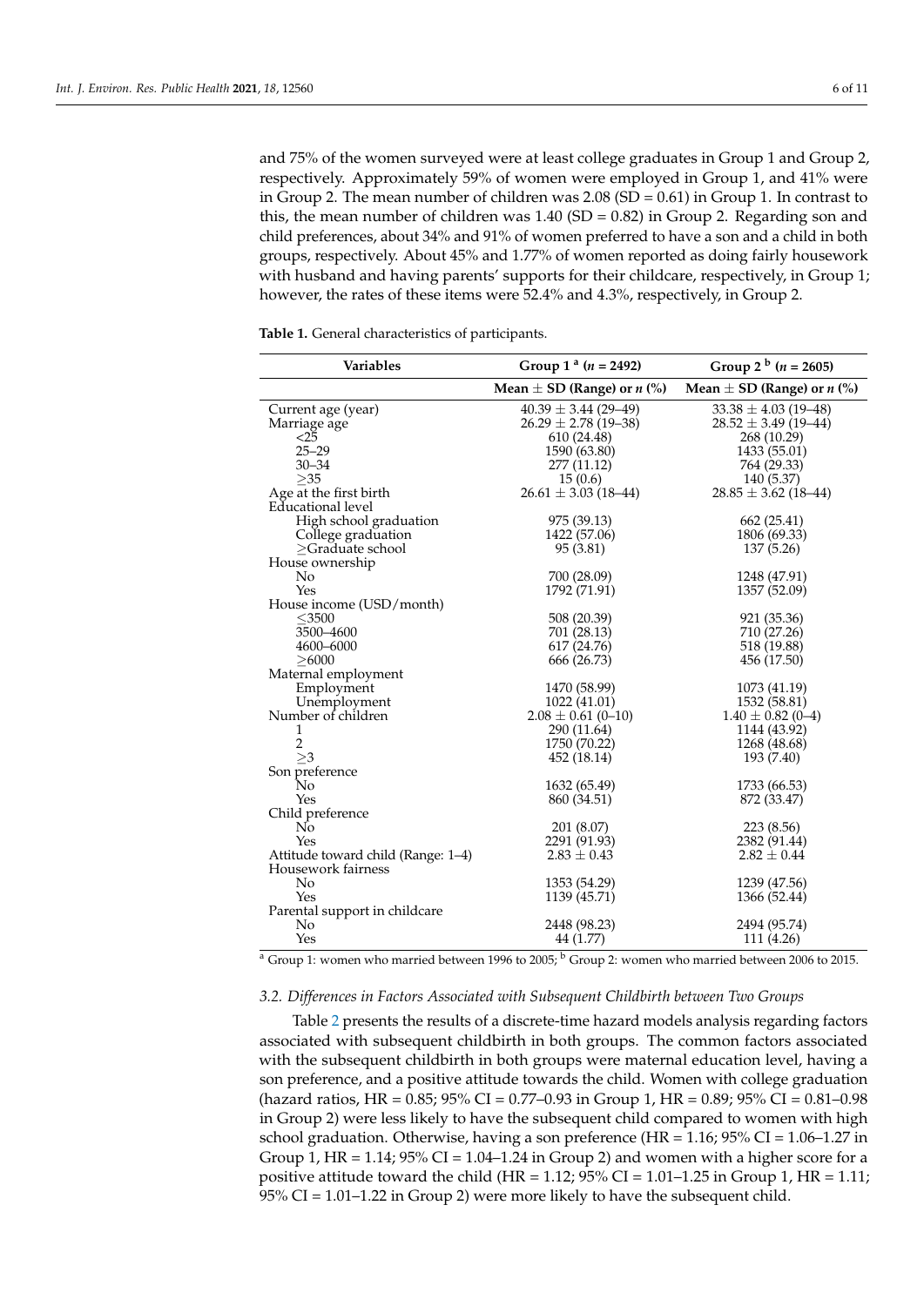and 75% of the women surveyed were at least college graduates in Group 1 and Group 2, respectively. Approximately 59% of women were employed in Group 1, and 41% were in Group 2. The mean number of children was 2.08 (SD = 0.61) in Group 1. In contrast to this, the mean number of children was 1.40 (SD = 0.82) in Group 2. Regarding son and child preferences, about 34% and 91% of women preferred to have a son and a child in both groups, respectively. About 45% and 1.77% of women reported as doing fairly housework with husband and having parents' supports for their childcare, respectively, in Group 1; however, the rates of these items were 52.4% and 4.3%, respectively, in Group 2.

**Table 1.** General characteristics of participants.

| Variables | Group 1 [a] ($n$ = 2492) | Group 2 [b] ($n$ = 2605) |
|---|---|---|
| | Mean ± SD (Range) or $n$ (%) | Mean ± SD (Range) or $n$ (%) |
| Current age (year) | 40.39 ± 3.44 (29–49) | 33.38 ± 4.03 (19–48) |
| Marriage age | 26.29 ± 2.78 (19–38) | 28.52 ± 3.49 (19–44) |
| <25 | 610 (24.48) | 268 (10.29) |
| 25–29 | 1590 (63.80) | 1433 (55.01) |
| 30–34 | 277 (11.12) | 764 (29.33) |
| ≥35 | 15 (0.6) | 140 (5.37) |
| Age at the first birth | 26.61 ± 3.03 (18–44) | 28.85 ± 3.62 (18–44) |
| Educational level | | |
| High school graduation | 975 (39.13) | 662 (25.41) |
| College graduation | 1422 (57.06) | 1806 (69.33) |
| ≥Graduate school | 95 (3.81) | 137 (5.26) |
| House ownership | | |
| No | 700 (28.09) | 1248 (47.91) |
| Yes | 1792 (71.91) | 1357 (52.09) |
| House income (USD/month) | | |
| ≤3500 | 508 (20.39) | 921 (35.36) |
| 3500–4600 | 701 (28.13) | 710 (27.26) |
| 4600–6000 | 617 (24.76) | 518 (19.88) |
| ≥6000 | 666 (26.73) | 456 (17.50) |
| Maternal employment | | |
| Employment | 1470 (58.99) | 1073 (41.19) |
| Unemployment | 1022 (41.01) | 1532 (58.81) |
| Number of children | 2.08 ± 0.61 (0–10) | 1.40 ± 0.82 (0–4) |
| 1 | 290 (11.64) | 1144 (43.92) |
| 2 | 1750 (70.22) | 1268 (48.68) |
| ≥3 | 452 (18.14) | 193 (7.40) |
| Son preference | | |
| No | 1632 (65.49) | 1733 (66.53) |
| Yes | 860 (34.51) | 872 (33.47) |
| Child preference | | |
| No | 201 (8.07) | 223 (8.56) |
| Yes | 2291 (91.93) | 2382 (91.44) |
| Attitude toward child (Range: 1–4) | 2.83 ± 0.43 | 2.82 ± 0.44 |
| Housework fairness | | |
| No | 1353 (54.29) | 1239 (47.56) |
| Yes | 1139 (45.71) | 1366 (52.44) |
| Parental support in childcare | | |
| No | 2448 (98.23) | 2494 (95.74) |
| Yes | 44 (1.77) | 111 (4.26) |

[a] Group 1: women who married between 1996 to 2005; [b] Group 2: women who married between 2006 to 2015.

### *3.2. Differences in Factors Associated with Subsequent Childbirth between Two Groups*

Table 2 presents the results of a discrete-time hazard models analysis regarding factors associated with subsequent childbirth in both groups. The common factors associated with the subsequent childbirth in both groups were maternal education level, having a son preference, and a positive attitude towards the child. Women with college graduation (hazard ratios, HR = 0.85; 95% CI = 0.77–0.93 in Group 1, HR = 0.89; 95% CI = 0.81–0.98 in Group 2) were less likely to have the subsequent child compared to women with high school graduation. Otherwise, having a son preference (HR = 1.16; 95% CI = 1.06–1.27 in Group 1, HR = 1.14; 95% CI = 1.04–1.24 in Group 2) and women with a higher score for a positive attitude toward the child (HR = 1.12; 95% CI = 1.01–1.25 in Group 1, HR = 1.11; 95% CI = 1.01–1.22 in Group 2) were more likely to have the subsequent child.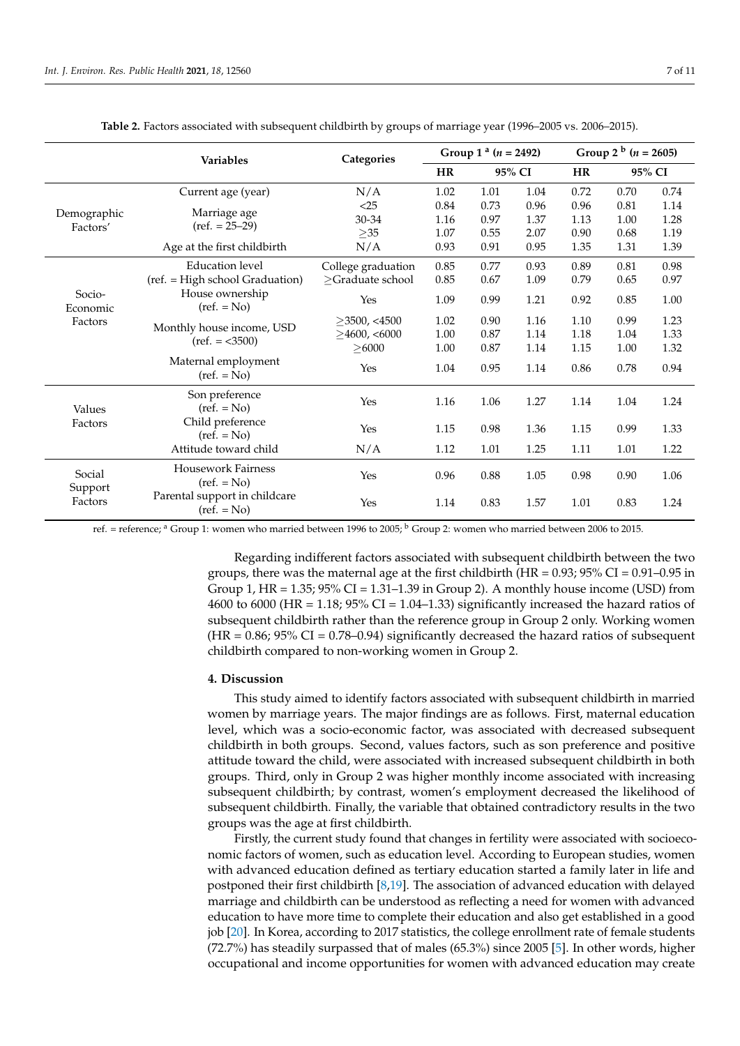**Table 2.** Factors associated with subsequent childbirth by groups of marriage year (1996–2005 vs. 2006–2015).

| | Variables | Categories | Group 1 [a] ($n$ = 2492) | | | Group 2 [b] ($n$ = 2605) | | |
|---|---|---|---|---|---|---|---|---|
| | | | HR | 95% CI | | HR | 95% CI | |
| Demographic Factors' | Current age (year) | N/A | 1.02 | 1.01 | 1.04 | 0.72 | 0.70 | 0.74 |
| | Marriage age (ref. = 25–29) | <25 | 0.84 | 0.73 | 0.96 | 0.96 | 0.81 | 1.14 |
| | | 30-34 | 1.16 | 0.97 | 1.37 | 1.13 | 1.00 | 1.28 |
| | | ≥35 | 1.07 | 0.55 | 2.07 | 0.90 | 0.68 | 1.19 |
| | Age at the first childbirth | N/A | 0.93 | 0.91 | 0.95 | 1.35 | 1.31 | 1.39 |
| Socio-Economic Factors | Education level (ref. = High school Graduation) | College graduation | 0.85 | 0.77 | 0.93 | 0.89 | 0.81 | 0.98 |
| | | ≥Graduate school | 0.85 | 0.67 | 1.09 | 0.79 | 0.65 | 0.97 |
| | House ownership (ref. = No) | Yes | 1.09 | 0.99 | 1.21 | 0.92 | 0.85 | 1.00 |
| | Monthly house income, USD (ref. = <3500) | ≥3500, <4500 | 1.02 | 0.90 | 1.16 | 1.10 | 0.99 | 1.23 |
| | | ≥4600, <6000 | 1.00 | 0.87 | 1.14 | 1.18 | 1.04 | 1.33 |
| | | ≥6000 | 1.00 | 0.87 | 1.14 | 1.15 | 1.00 | 1.32 |
| | Maternal employment (ref. = No) | Yes | 1.04 | 0.95 | 1.14 | 0.86 | 0.78 | 0.94 |
| Values Factors | Son preference (ref. = No) | Yes | 1.16 | 1.06 | 1.27 | 1.14 | 1.04 | 1.24 |
| | Child preference (ref. = No) | Yes | 1.15 | 0.98 | 1.36 | 1.15 | 0.99 | 1.33 |
| | Attitude toward child | N/A | 1.12 | 1.01 | 1.25 | 1.11 | 1.01 | 1.22 |
| Social Support Factors | Housework Fairness (ref. = No) | Yes | 0.96 | 0.88 | 1.05 | 0.98 | 0.90 | 1.06 |
| | Parental support in childcare (ref. = No) | Yes | 1.14 | 0.83 | 1.57 | 1.01 | 0.83 | 1.24 |

ref. = reference; [a] Group 1: women who married between 1996 to 2005; [b] Group 2: women who married between 2006 to 2015.

Regarding indifferent factors associated with subsequent childbirth between the two groups, there was the maternal age at the first childbirth (HR = 0.93; 95% CI = 0.91–0.95 in Group 1, HR = 1.35; 95% CI = 1.31–1.39 in Group 2). A monthly house income (USD) from 4600 to 6000 (HR = 1.18; 95% CI = 1.04–1.33) significantly increased the hazard ratios of subsequent childbirth rather than the reference group in Group 2 only. Working women (HR = 0.86; 95% CI = 0.78–0.94) significantly decreased the hazard ratios of subsequent childbirth compared to non-working women in Group 2.

## 4. Discussion

This study aimed to identify factors associated with subsequent childbirth in married women by marriage years. The major findings are as follows. First, maternal education level, which was a socio-economic factor, was associated with decreased subsequent childbirth in both groups. Second, values factors, such as son preference and positive attitude toward the child, were associated with increased subsequent childbirth in both groups. Third, only in Group 2 was higher monthly income associated with increasing subsequent childbirth; by contrast, women's employment decreased the likelihood of subsequent childbirth. Finally, the variable that obtained contradictory results in the two groups was the age at first childbirth.

Firstly, the current study found that changes in fertility were associated with socioeconomic factors of women, such as education level. According to European studies, women with advanced education defined as tertiary education started a family later in life and postponed their first childbirth [8,19]. The association of advanced education with delayed marriage and childbirth can be understood as reflecting a need for women with advanced education to have more time to complete their education and also get established in a good job [20]. In Korea, according to 2017 statistics, the college enrollment rate of female students (72.7%) has steadily surpassed that of males (65.3%) since 2005 [5]. In other words, higher occupational and income opportunities for women with advanced education may create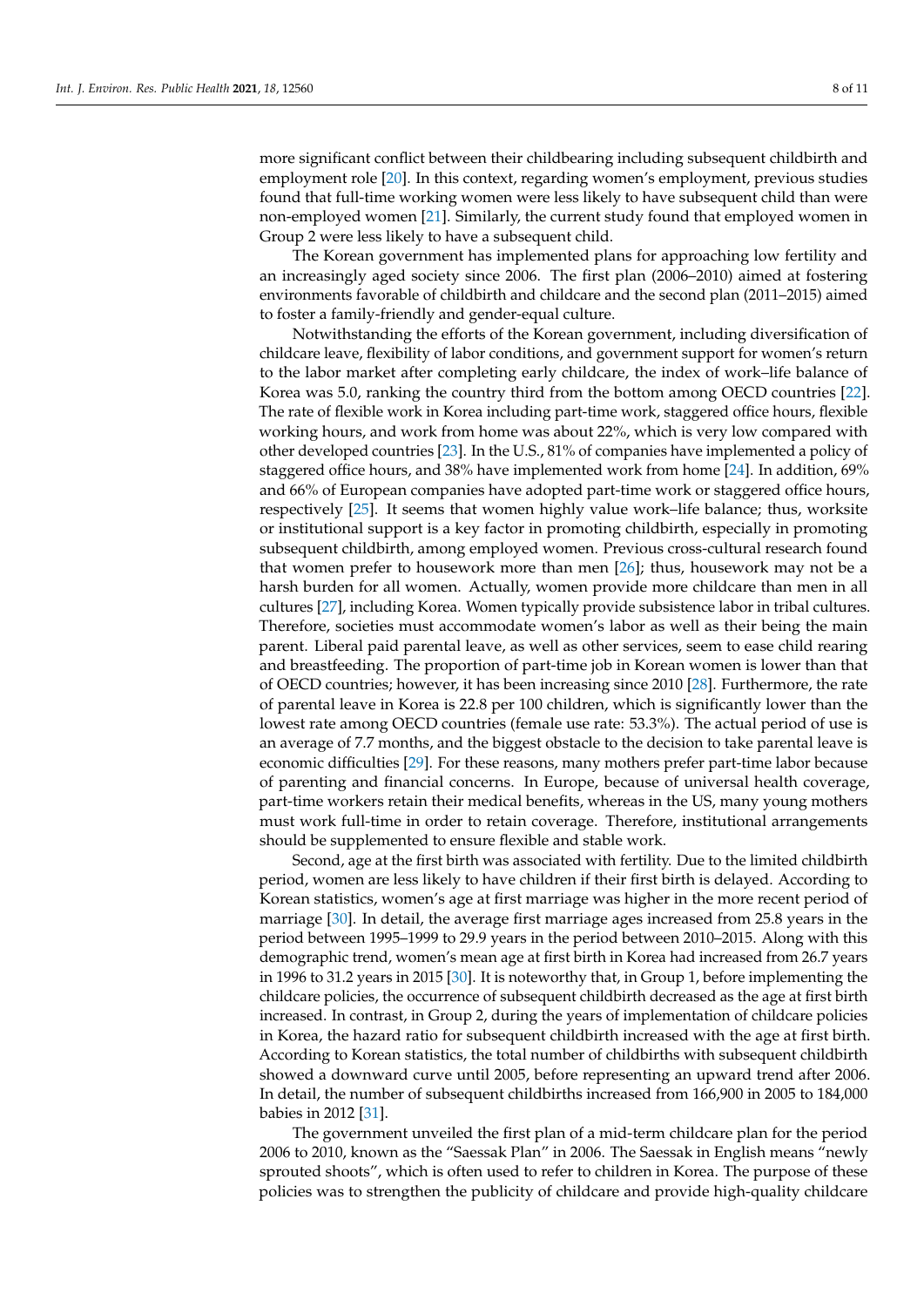more significant conflict between their childbearing including subsequent childbirth and employment role [20]. In this context, regarding women's employment, previous studies found that full-time working women were less likely to have subsequent child than were non-employed women [21]. Similarly, the current study found that employed women in Group 2 were less likely to have a subsequent child.

The Korean government has implemented plans for approaching low fertility and an increasingly aged society since 2006. The first plan (2006–2010) aimed at fostering environments favorable of childbirth and childcare and the second plan (2011–2015) aimed to foster a family-friendly and gender-equal culture.

Notwithstanding the efforts of the Korean government, including diversification of childcare leave, flexibility of labor conditions, and government support for women's return to the labor market after completing early childcare, the index of work–life balance of Korea was 5.0, ranking the country third from the bottom among OECD countries [22]. The rate of flexible work in Korea including part-time work, staggered office hours, flexible working hours, and work from home was about 22%, which is very low compared with other developed countries [23]. In the U.S., 81% of companies have implemented a policy of staggered office hours, and 38% have implemented work from home [24]. In addition, 69% and 66% of European companies have adopted part-time work or staggered office hours, respectively [25]. It seems that women highly value work–life balance; thus, worksite or institutional support is a key factor in promoting childbirth, especially in promoting subsequent childbirth, among employed women. Previous cross-cultural research found that women prefer to housework more than men [26]; thus, housework may not be a harsh burden for all women. Actually, women provide more childcare than men in all cultures [27], including Korea. Women typically provide subsistence labor in tribal cultures. Therefore, societies must accommodate women's labor as well as their being the main parent. Liberal paid parental leave, as well as other services, seem to ease child rearing and breastfeeding. The proportion of part-time job in Korean women is lower than that of OECD countries; however, it has been increasing since 2010 [28]. Furthermore, the rate of parental leave in Korea is 22.8 per 100 children, which is significantly lower than the lowest rate among OECD countries (female use rate: 53.3%). The actual period of use is an average of 7.7 months, and the biggest obstacle to the decision to take parental leave is economic difficulties [29]. For these reasons, many mothers prefer part-time labor because of parenting and financial concerns. In Europe, because of universal health coverage, part-time workers retain their medical benefits, whereas in the US, many young mothers must work full-time in order to retain coverage. Therefore, institutional arrangements should be supplemented to ensure flexible and stable work.

Second, age at the first birth was associated with fertility. Due to the limited childbirth period, women are less likely to have children if their first birth is delayed. According to Korean statistics, women's age at first marriage was higher in the more recent period of marriage [30]. In detail, the average first marriage ages increased from 25.8 years in the period between 1995–1999 to 29.9 years in the period between 2010–2015. Along with this demographic trend, women's mean age at first birth in Korea had increased from 26.7 years in 1996 to 31.2 years in 2015 [30]. It is noteworthy that, in Group 1, before implementing the childcare policies, the occurrence of subsequent childbirth decreased as the age at first birth increased. In contrast, in Group 2, during the years of implementation of childcare policies in Korea, the hazard ratio for subsequent childbirth increased with the age at first birth. According to Korean statistics, the total number of childbirths with subsequent childbirth showed a downward curve until 2005, before representing an upward trend after 2006. In detail, the number of subsequent childbirths increased from 166,900 in 2005 to 184,000 babies in 2012 [31].

The government unveiled the first plan of a mid-term childcare plan for the period 2006 to 2010, known as the "Saessak Plan" in 2006. The Saessak in English means "newly sprouted shoots", which is often used to refer to children in Korea. The purpose of these policies was to strengthen the publicity of childcare and provide high-quality childcare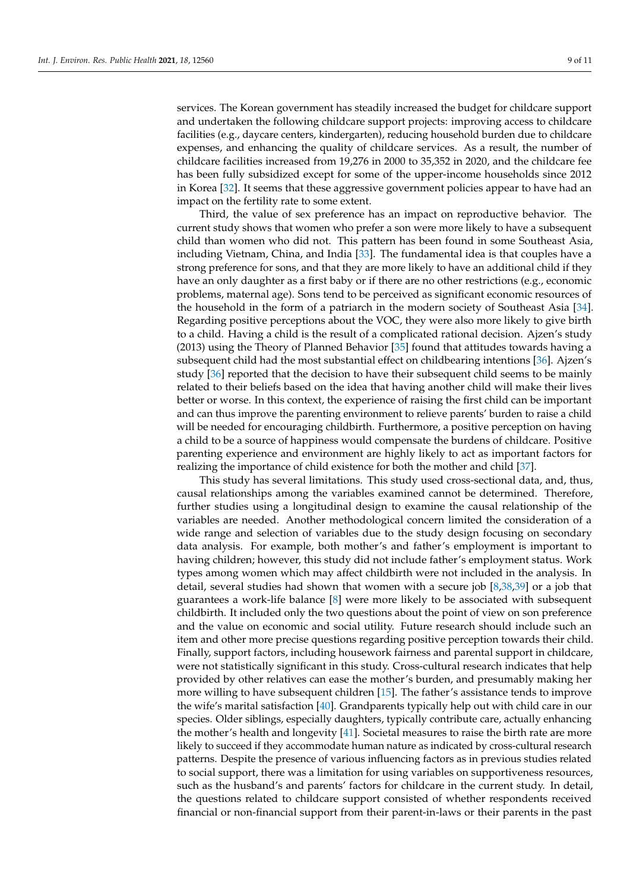services. The Korean government has steadily increased the budget for childcare support and undertaken the following childcare support projects: improving access to childcare facilities (e.g., daycare centers, kindergarten), reducing household burden due to childcare expenses, and enhancing the quality of childcare services. As a result, the number of childcare facilities increased from 19,276 in 2000 to 35,352 in 2020, and the childcare fee has been fully subsidized except for some of the upper-income households since 2012 in Korea [32]. It seems that these aggressive government policies appear to have had an impact on the fertility rate to some extent.

Third, the value of sex preference has an impact on reproductive behavior. The current study shows that women who prefer a son were more likely to have a subsequent child than women who did not. This pattern has been found in some Southeast Asia, including Vietnam, China, and India [33]. The fundamental idea is that couples have a strong preference for sons, and that they are more likely to have an additional child if they have an only daughter as a first baby or if there are no other restrictions (e.g., economic problems, maternal age). Sons tend to be perceived as significant economic resources of the household in the form of a patriarch in the modern society of Southeast Asia [34]. Regarding positive perceptions about the VOC, they were also more likely to give birth to a child. Having a child is the result of a complicated rational decision. Ajzen's study (2013) using the Theory of Planned Behavior [35] found that attitudes towards having a subsequent child had the most substantial effect on childbearing intentions [36]. Ajzen's study [36] reported that the decision to have their subsequent child seems to be mainly related to their beliefs based on the idea that having another child will make their lives better or worse. In this context, the experience of raising the first child can be important and can thus improve the parenting environment to relieve parents' burden to raise a child will be needed for encouraging childbirth. Furthermore, a positive perception on having a child to be a source of happiness would compensate the burdens of childcare. Positive parenting experience and environment are highly likely to act as important factors for realizing the importance of child existence for both the mother and child [37].

This study has several limitations. This study used cross-sectional data, and, thus, causal relationships among the variables examined cannot be determined. Therefore, further studies using a longitudinal design to examine the causal relationship of the variables are needed. Another methodological concern limited the consideration of a wide range and selection of variables due to the study design focusing on secondary data analysis. For example, both mother's and father's employment is important to having children; however, this study did not include father's employment status. Work types among women which may affect childbirth were not included in the analysis. In detail, several studies had shown that women with a secure job [8,38,39] or a job that guarantees a work-life balance [8] were more likely to be associated with subsequent childbirth. It included only the two questions about the point of view on son preference and the value on economic and social utility. Future research should include such an item and other more precise questions regarding positive perception towards their child. Finally, support factors, including housework fairness and parental support in childcare, were not statistically significant in this study. Cross-cultural research indicates that help provided by other relatives can ease the mother's burden, and presumably making her more willing to have subsequent children [15]. The father's assistance tends to improve the wife's marital satisfaction [40]. Grandparents typically help out with child care in our species. Older siblings, especially daughters, typically contribute care, actually enhancing the mother's health and longevity [41]. Societal measures to raise the birth rate are more likely to succeed if they accommodate human nature as indicated by cross-cultural research patterns. Despite the presence of various influencing factors as in previous studies related to social support, there was a limitation for using variables on supportiveness resources, such as the husband's and parents' factors for childcare in the current study. In detail, the questions related to childcare support consisted of whether respondents received financial or non-financial support from their parent-in-laws or their parents in the past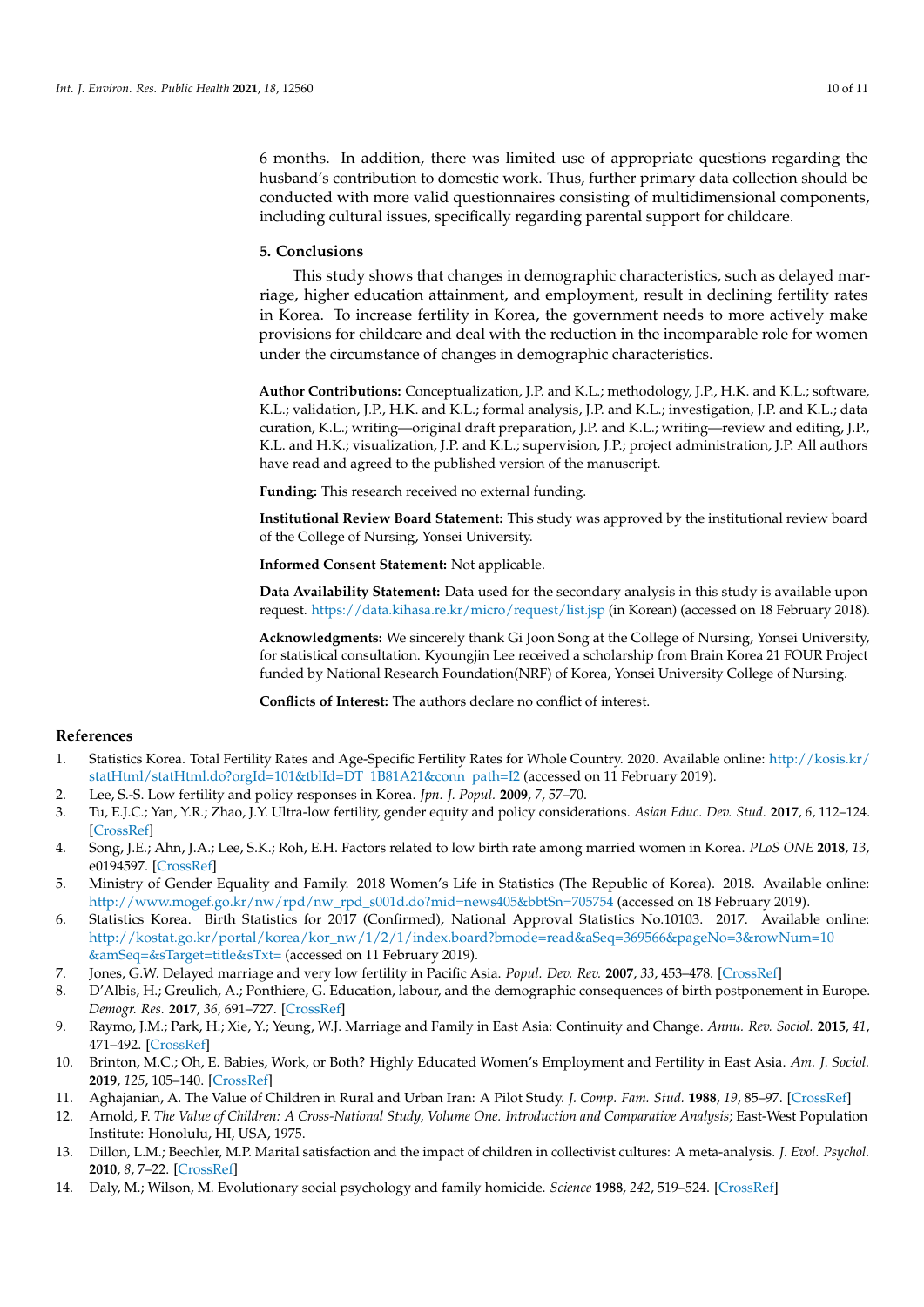6 months. In addition, there was limited use of appropriate questions regarding the husband's contribution to domestic work. Thus, further primary data collection should be conducted with more valid questionnaires consisting of multidimensional components, including cultural issues, specifically regarding parental support for childcare.

## 5. Conclusions

This study shows that changes in demographic characteristics, such as delayed marriage, higher education attainment, and employment, result in declining fertility rates in Korea. To increase fertility in Korea, the government needs to more actively make provisions for childcare and deal with the reduction in the incomparable role for women under the circumstance of changes in demographic characteristics.

**Author Contributions:** Conceptualization, J.P. and K.L.; methodology, J.P., H.K. and K.L.; software, K.L.; validation, J.P., H.K. and K.L.; formal analysis, J.P. and K.L.; investigation, J.P. and K.L.; data curation, K.L.; writing—original draft preparation, J.P. and K.L.; writing—review and editing, J.P., K.L. and H.K.; visualization, J.P. and K.L.; supervision, J.P.; project administration, J.P. All authors have read and agreed to the published version of the manuscript.

**Funding:** This research received no external funding.

**Institutional Review Board Statement:** This study was approved by the institutional review board of the College of Nursing, Yonsei University.

**Informed Consent Statement:** Not applicable.

**Data Availability Statement:** Data used for the secondary analysis in this study is available upon request. https://data.kihasa.re.kr/micro/request/list.jsp (in Korean) (accessed on 18 February 2018).

**Acknowledgments:** We sincerely thank Gi Joon Song at the College of Nursing, Yonsei University, for statistical consultation. Kyoungjin Lee received a scholarship from Brain Korea 21 FOUR Project funded by National Research Foundation(NRF) of Korea, Yonsei University College of Nursing.

**Conflicts of Interest:** The authors declare no conflict of interest.

## References

1. Statistics Korea. Total Fertility Rates and Age-Specific Fertility Rates for Whole Country. 2020. Available online: http://kosis.kr/statHtml/statHtml.do?orgId=101&tblId=DT_1B81A21&conn_path=I2 (accessed on 11 February 2019).
2. Lee, S.-S. Low fertility and policy responses in Korea. *Jpn. J. Popul.* **2009**, *7*, 57–70.
3. Tu, E.J.C.; Yan, Y.R.; Zhao, J.Y. Ultra-low fertility, gender equity and policy considerations. *Asian Educ. Dev. Stud.* **2017**, *6*, 112–124. [CrossRef]
4. Song, J.E.; Ahn, J.A.; Lee, S.K.; Roh, E.H. Factors related to low birth rate among married women in Korea. *PLoS ONE* **2018**, *13*, e0194597. [CrossRef]
5. Ministry of Gender Equality and Family. 2018 Women's Life in Statistics (The Republic of Korea). 2018. Available online: http://www.mogef.go.kr/nw/rpd/nw_rpd_s001d.do?mid=news405&bbtSn=705754 (accessed on 18 February 2019).
6. Statistics Korea. Birth Statistics for 2017 (Confirmed), National Approval Statistics No.10103. 2017. Available online: http://kostat.go.kr/portal/korea/kor_nw/1/2/1/index.board?bmode=read&aSeq=369566&pageNo=3&rowNum=10&amSeq=&sTarget=title&sTxt= (accessed on 11 February 2019).
7. Jones, G.W. Delayed marriage and very low fertility in Pacific Asia. *Popul. Dev. Rev.* **2007**, *33*, 453–478. [CrossRef]
8. D'Albis, H.; Greulich, A.; Ponthiere, G. Education, labour, and the demographic consequences of birth postponement in Europe. *Demogr. Res.* **2017**, *36*, 691–727. [CrossRef]
9. Raymo, J.M.; Park, H.; Xie, Y.; Yeung, W.J. Marriage and Family in East Asia: Continuity and Change. *Annu. Rev. Sociol.* **2015**, *41*, 471–492. [CrossRef]
10. Brinton, M.C.; Oh, E. Babies, Work, or Both? Highly Educated Women's Employment and Fertility in East Asia. *Am. J. Sociol.* **2019**, *125*, 105–140. [CrossRef]
11. Aghajanian, A. The Value of Children in Rural and Urban Iran: A Pilot Study. *J. Comp. Fam. Stud.* **1988**, *19*, 85–97. [CrossRef]
12. Arnold, F. *The Value of Children: A Cross-National Study, Volume One. Introduction and Comparative Analysis*; East-West Population Institute: Honolulu, HI, USA, 1975.
13. Dillon, L.M.; Beechler, M.P. Marital satisfaction and the impact of children in collectivist cultures: A meta-analysis. *J. Evol. Psychol.* **2010**, *8*, 7–22. [CrossRef]
14. Daly, M.; Wilson, M. Evolutionary social psychology and family homicide. *Science* **1988**, *242*, 519–524. [CrossRef]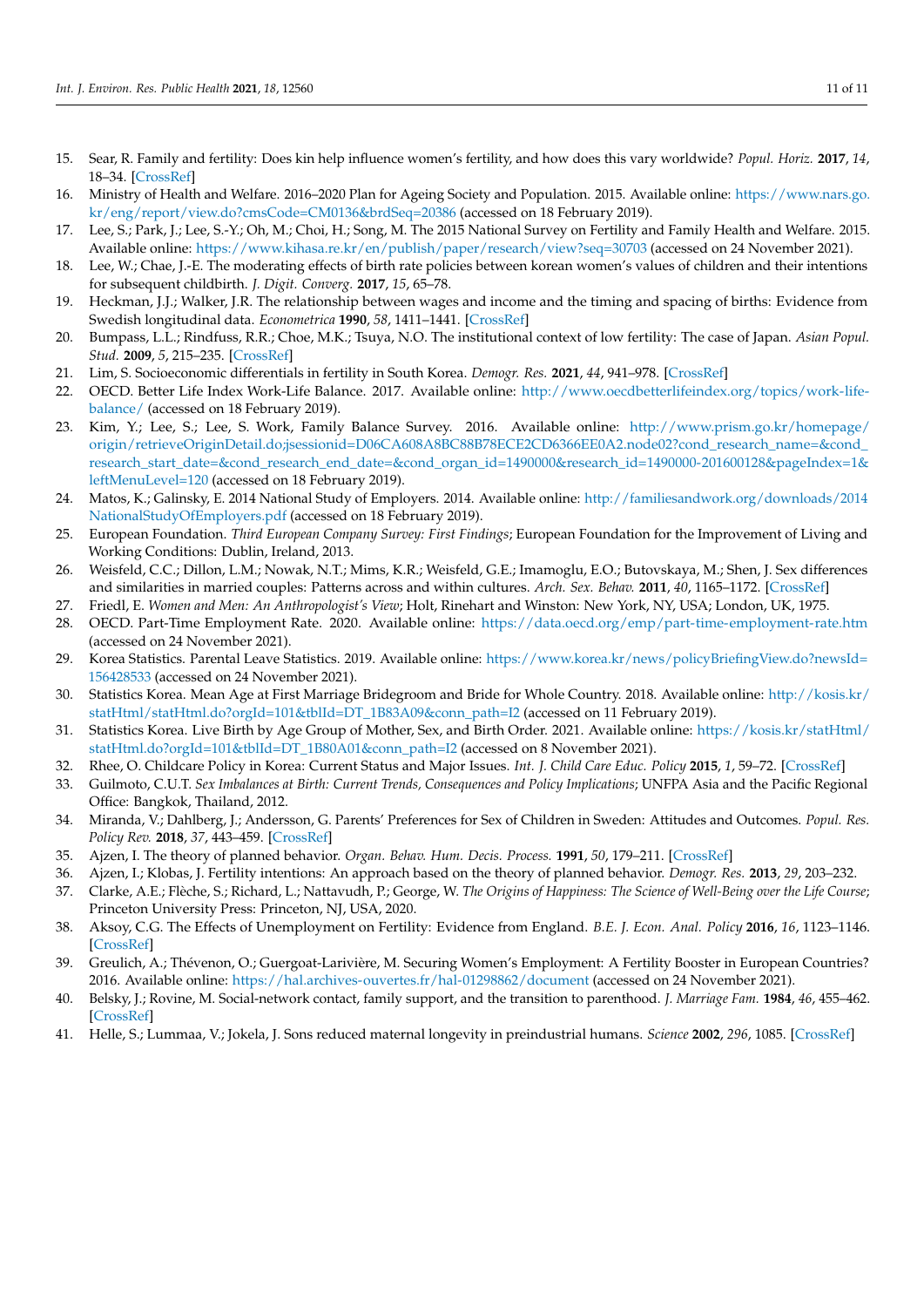15. Sear, R. Family and fertility: Does kin help influence women's fertility, and how does this vary worldwide? *Popul. Horiz.* **2017**, *14*, 18–34. [CrossRef]
16. Ministry of Health and Welfare. 2016–2020 Plan for Ageing Society and Population. 2015. Available online: https://www.nars.go.kr/eng/report/view.do?cmsCode=CM0136&brdSeq=20386 (accessed on 18 February 2019).
17. Lee, S.; Park, J.; Lee, S.-Y.; Oh, M.; Choi, H.; Song, M. The 2015 National Survey on Fertility and Family Health and Welfare. 2015. Available online: https://www.kihasa.re.kr/en/publish/paper/research/view?seq=30703 (accessed on 24 November 2021).
18. Lee, W.; Chae, J.-E. The moderating effects of birth rate policies between korean women's values of children and their intentions for subsequent childbirth. *J. Digit. Converg.* **2017**, *15*, 65–78.
19. Heckman, J.J.; Walker, J.R. The relationship between wages and income and the timing and spacing of births: Evidence from Swedish longitudinal data. *Econometrica* **1990**, *58*, 1411–1441. [CrossRef]
20. Bumpass, L.L.; Rindfuss, R.R.; Choe, M.K.; Tsuya, N.O. The institutional context of low fertility: The case of Japan. *Asian Popul. Stud.* **2009**, *5*, 215–235. [CrossRef]
21. Lim, S. Socioeconomic differentials in fertility in South Korea. *Demogr. Res.* **2021**, *44*, 941–978. [CrossRef]
22. OECD. Better Life Index Work-Life Balance. 2017. Available online: http://www.oecdbetterlifeindex.org/topics/work-life-balance/ (accessed on 18 February 2019).
23. Kim, Y.; Lee, S.; Lee, S. Work, Family Balance Survey. 2016. Available online: http://www.prism.go.kr/homepage/origin/retrieveOriginDetail.do;jsessionid=D06CA608A8BC88B78ECE2CD6366EE0A2.node02?cond_research_name=&cond_research_start_date=&cond_research_end_date=&cond_organ_id=1490000&research_id=1490000-201600128&pageIndex=1&leftMenuLevel=120 (accessed on 18 February 2019).
24. Matos, K.; Galinsky, E. 2014 National Study of Employers. 2014. Available online: http://familiesandwork.org/downloads/2014NationalStudyOfEmployers.pdf (accessed on 18 February 2019).
25. European Foundation. *Third European Company Survey: First Findings*; European Foundation for the Improvement of Living and Working Conditions: Dublin, Ireland, 2013.
26. Weisfeld, C.C.; Dillon, L.M.; Nowak, N.T.; Mims, K.R.; Weisfeld, G.E.; Imamoglu, E.O.; Butovskaya, M.; Shen, J. Sex differences and similarities in married couples: Patterns across and within cultures. *Arch. Sex. Behav.* **2011**, *40*, 1165–1172. [CrossRef]
27. Friedl, E. *Women and Men: An Anthropologist's View*; Holt, Rinehart and Winston: New York, NY, USA; London, UK, 1975.
28. OECD. Part-Time Employment Rate. 2020. Available online: https://data.oecd.org/emp/part-time-employment-rate.htm (accessed on 24 November 2021).
29. Korea Statistics. Parental Leave Statistics. 2019. Available online: https://www.korea.kr/news/policyBriefingView.do?newsId=156428533 (accessed on 24 November 2021).
30. Statistics Korea. Mean Age at First Marriage Bridegroom and Bride for Whole Country. 2018. Available online: http://kosis.kr/statHtml/statHtml.do?orgId=101&tblId=DT_1B83A09&conn_path=I2 (accessed on 11 February 2019).
31. Statistics Korea. Live Birth by Age Group of Mother, Sex, and Birth Order. 2021. Available online: https://kosis.kr/statHtml/statHtml.do?orgId=101&tblId=DT_1B80A01&conn_path=I2 (accessed on 8 November 2021).
32. Rhee, O. Childcare Policy in Korea: Current Status and Major Issues. *Int. J. Child Care Educ. Policy* **2015**, *1*, 59–72. [CrossRef]
33. Guilmoto, C.U.T. *Sex Imbalances at Birth: Current Trends, Consequences and Policy Implications*; UNFPA Asia and the Pacific Regional Office: Bangkok, Thailand, 2012.
34. Miranda, V.; Dahlberg, J.; Andersson, G. Parents' Preferences for Sex of Children in Sweden: Attitudes and Outcomes. *Popul. Res. Policy Rev.* **2018**, *37*, 443–459. [CrossRef]
35. Ajzen, I. The theory of planned behavior. *Organ. Behav. Hum. Decis. Process.* **1991**, *50*, 179–211. [CrossRef]
36. Ajzen, I.; Klobas, J. Fertility intentions: An approach based on the theory of planned behavior. *Demogr. Res.* **2013**, *29*, 203–232.
37. Clarke, A.E.; Flèche, S.; Richard, L.; Nattavudh, P.; George, W. *The Origins of Happiness: The Science of Well-Being over the Life Course*; Princeton University Press: Princeton, NJ, USA, 2020.
38. Aksoy, C.G. The Effects of Unemployment on Fertility: Evidence from England. *B.E. J. Econ. Anal. Policy* **2016**, *16*, 1123–1146. [CrossRef]
39. Greulich, A.; Thévenon, O.; Guergoat-Larivière, M. Securing Women's Employment: A Fertility Booster in European Countries? 2016. Available online: https://hal.archives-ouvertes.fr/hal-01298862/document (accessed on 24 November 2021).
40. Belsky, J.; Rovine, M. Social-network contact, family support, and the transition to parenthood. *J. Marriage Fam.* **1984**, *46*, 455–462. [CrossRef]
41. Helle, S.; Lummaa, V.; Jokela, J. Sons reduced maternal longevity in preindustrial humans. *Science* **2002**, *296*, 1085. [CrossRef]